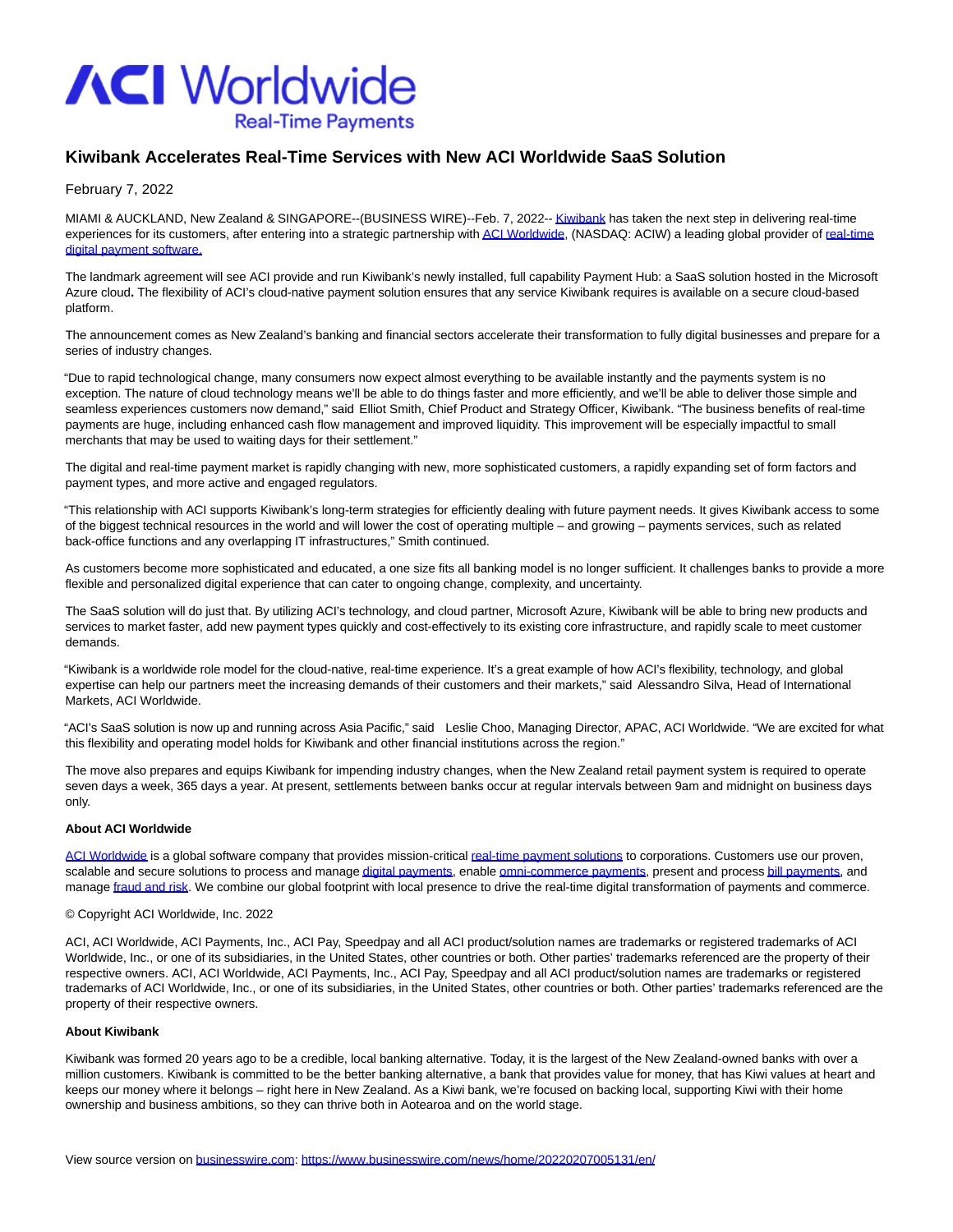# Kiwibank Accelerates Real-Time Services with New ACI Worldwide SaaS Solution

February 7, 2022

MIAMI & AUCKLAND, New Zealand & SINGAPORE--(BUSINESS WIRE)--Feb. 7, 2022-- Kiwibank has taken the next step in delivering real-time experiences for its customers, after entering into a strategic partnership with ACI Worldwide, (NASDAQ: ACIW) a leading global provider of real-time digital payment software.

The landmark agreement will see ACI provide and run Kiwibank's newly installed, full capability Payment Hub: a SaaS solution hosted in the Microsoft Azure cloud**.** The flexibility of ACI's cloud-native payment solution ensures that any service Kiwibank requires is available on a secure cloud-based platform.

The announcement comes as New Zealand's banking and financial sectors accelerate their transformation to fully digital businesses and prepare for a series of industry changes.

"Due to rapid technological change, many consumers now expect almost everything to be available instantly and the payments system is no exception. The nature of cloud technology means we'll be able to do things faster and more efficiently, and we'll be able to deliver those simple and seamless experiences customers now demand," said Elliot Smith, Chief Product and Strategy Officer, Kiwibank. "The business benefits of real-time payments are huge, including enhanced cash flow management and improved liquidity. This improvement will be especially impactful to small merchants that may be used to waiting days for their settlement."

The digital and real-time payment market is rapidly changing with new, more sophisticated customers, a rapidly expanding set of form factors and payment types, and more active and engaged regulators.

"This relationship with ACI supports Kiwibank's long-term strategies for efficiently dealing with future payment needs. It gives Kiwibank access to some of the biggest technical resources in the world and will lower the cost of operating multiple – and growing – payments services, such as related back-office functions and any overlapping IT infrastructures," Smith continued.

As customers become more sophisticated and educated, a one size fits all banking model is no longer sufficient. It challenges banks to provide a more flexible and personalized digital experience that can cater to ongoing change, complexity, and uncertainty.

The SaaS solution will do just that. By utilizing ACI's technology, and cloud partner, Microsoft Azure, Kiwibank will be able to bring new products and services to market faster, add new payment types quickly and cost-effectively to its existing core infrastructure, and rapidly scale to meet customer demands.

"Kiwibank is a worldwide role model for the cloud-native, real-time experience. It's a great example of how ACI's flexibility, technology, and global expertise can help our partners meet the increasing demands of their customers and their markets," said Alessandro Silva, Head of International Markets, ACI Worldwide.

"ACI's SaaS solution is now up and running across Asia Pacific," said Leslie Choo, Managing Director, APAC, ACI Worldwide. "We are excited for what this flexibility and operating model holds for Kiwibank and other financial institutions across the region."

The move also prepares and equips Kiwibank for impending industry changes, when the New Zealand retail payment system is required to operate seven days a week, 365 days a year. At present, settlements between banks occur at regular intervals between 9am and midnight on business days only.

**About ACI Worldwide**

ACI Worldwide is a global software company that provides mission-critical real-time payment solutions to corporations. Customers use our proven, scalable and secure solutions to process and manage digital payments, enable omni-commerce payments, present and process bill payments, and manage fraud and risk. We combine our global footprint with local presence to drive the real-time digital transformation of payments and commerce.

© Copyright ACI Worldwide, Inc. 2022

ACI, ACI Worldwide, ACI Payments, Inc., ACI Pay, Speedpay and all ACI product/solution names are trademarks or registered trademarks of ACI Worldwide, Inc., or one of its subsidiaries, in the United States, other countries or both. Other parties' trademarks referenced are the property of their respective owners. ACI, ACI Worldwide, ACI Payments, Inc., ACI Pay, Speedpay and all ACI product/solution names are trademarks or registered trademarks of ACI Worldwide, Inc., or one of its subsidiaries, in the United States, other countries or both. Other parties' trademarks referenced are the property of their respective owners.

**About Kiwibank**

Kiwibank was formed 20 years ago to be a credible, local banking alternative. Today, it is the largest of the New Zealand-owned banks with over a million customers. Kiwibank is committed to be the better banking alternative, a bank that provides value for money, that has Kiwi values at heart and keeps our money where it belongs – right here in New Zealand. As a Kiwi bank, we're focused on backing local, supporting Kiwi with their home ownership and business ambitions, so they can thrive both in Aotearoa and on the world stage.

View source version on businesswire.com: https://www.businesswire.com/news/home/20220207005131/en/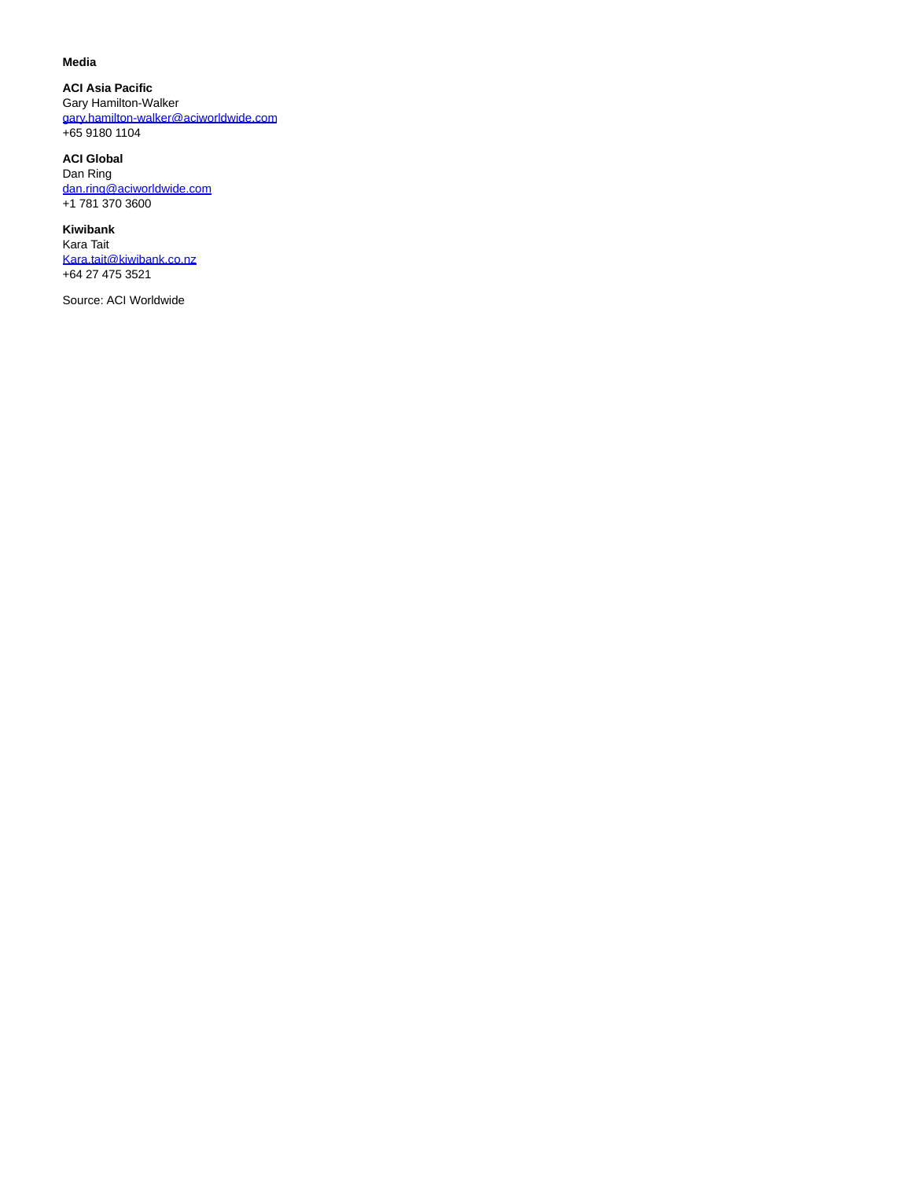**Media**

**ACI Asia Pacific**
Gary Hamilton-Walker
gary.hamilton-walker@aciworldwide.com
+65 9180 1104

**ACI Global**
Dan Ring
dan.ring@aciworldwide.com
+1 781 370 3600

**Kiwibank**
Kara Tait
Kara.tait@kiwibank.co.nz
+64 27 475 3521

Source: ACI Worldwide